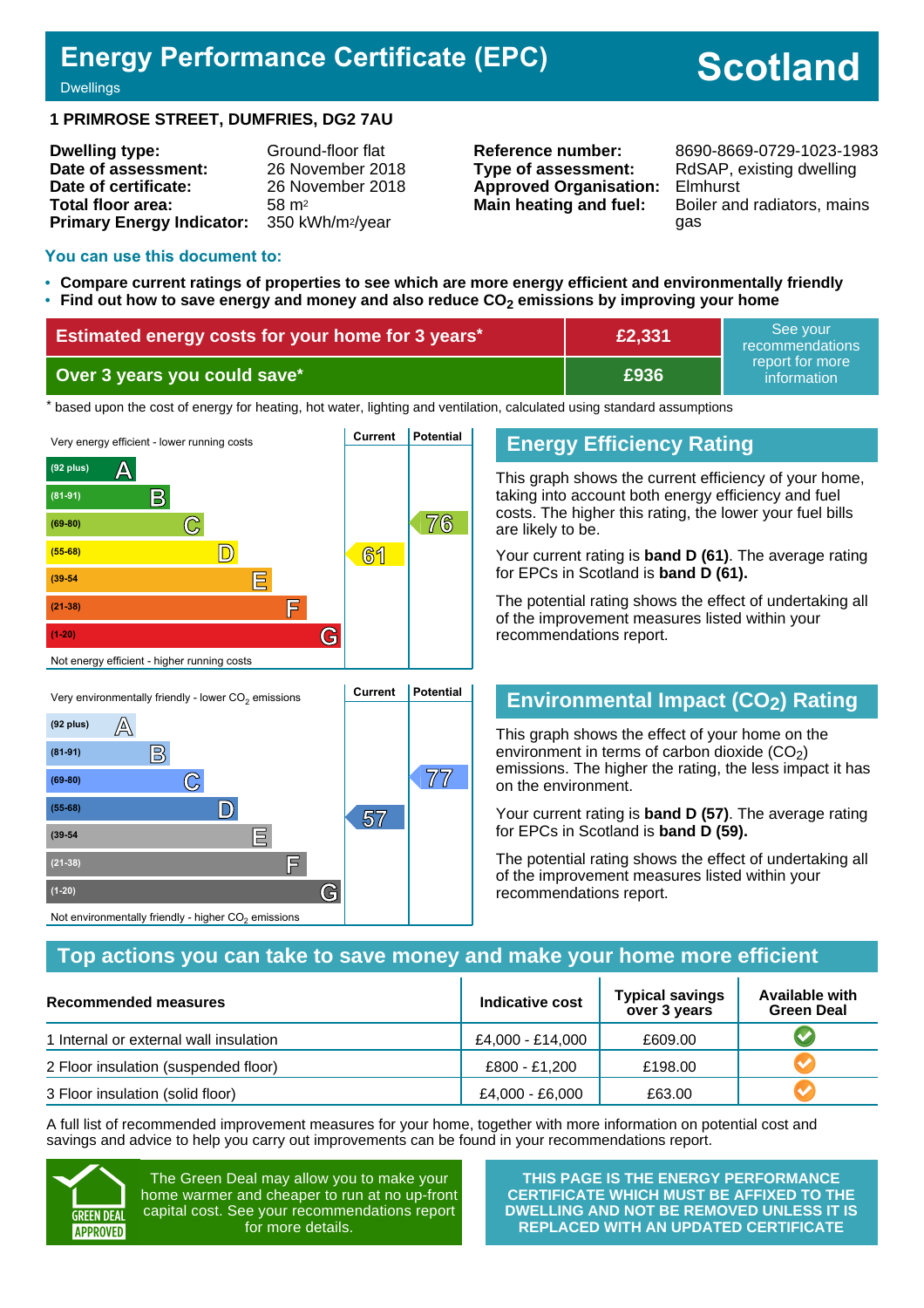# Energy Performance Certificate (EPC)

Dwellings

**Scotland**

## 1 PRIMROSE STREET, DUMFRIES, DG2 7AU

| | |
|---|---|
| **Dwelling type:** | Ground-floor flat |
| **Date of assessment:** | 26 November 2018 |
| **Date of certificate:** | 26 November 2018 |
| **Total floor area:** | 58 m² |
| **Primary Energy Indicator:** | 350 kWh/m²/year |

| | |
|---|---|
| **Reference number:** | 8690-8669-0729-1023-1983 |
| **Type of assessment:** | RdSAP, existing dwelling |
| **Approved Organisation:** | Elmhurst |
| **Main heating and fuel:** | Boiler and radiators, mains gas |

## You can use this document to:

- **Compare current ratings of properties to see which are more energy efficient and environmentally friendly**
- **Find out how to save energy and money and also reduce $CO_2$ emissions by improving your home**

| | | |
|---|---|---|
| **Estimated energy costs for your home for 3 years*** | **£2,331** | See your recommendations report for more information |
| **Over 3 years you could save*** | **£936** | |

* based upon the cost of energy for heating, hot water, lighting and ventilation, calculated using standard assumptions

Very energy efficient - lower running costs

| Band | Current | Potential |
|---|---|---|
| (92 plus) A | | |
| (81-91) B | | |
| (69-80) C | | 76 |
| (55-68) D | 61 | |
| (39-54) E | | |
| (21-38) F | | |
| (1-20) G | | |

Not energy efficient - higher running costs

## Energy Efficiency Rating

This graph shows the current efficiency of your home, taking into account both energy efficiency and fuel costs. The higher this rating, the lower your fuel bills are likely to be.

Your current rating is **band D (61)**. The average rating for EPCs in Scotland is **band D (61).**

The potential rating shows the effect of undertaking all of the improvement measures listed within your recommendations report.

Very environmentally friendly - lower $CO_2$ emissions

| Band | Current | Potential |
|---|---|---|
| (92 plus) A | | |
| (81-91) B | | |
| (69-80) C | | 77 |
| (55-68) D | 57 | |
| (39-54) E | | |
| (21-38) F | | |
| (1-20) G | | |

Not environmentally friendly - higher $CO_2$ emissions

## Environmental Impact ($CO_2$) Rating

This graph shows the effect of your home on the environment in terms of carbon dioxide ($CO_2$) emissions. The higher the rating, the less impact it has on the environment.

Your current rating is **band D (57)**. The average rating for EPCs in Scotland is **band D (59).**

The potential rating shows the effect of undertaking all of the improvement measures listed within your recommendations report.

## Top actions you can take to save money and make your home more efficient

| Recommended measures | Indicative cost | Typical savings over 3 years | Available with Green Deal |
|---|---|---|---|
| 1 Internal or external wall insulation | £4,000 - £14,000 | £609.00 | ✔ |
| 2 Floor insulation (suspended floor) | £800 - £1,200 | £198.00 | ✔ |
| 3 Floor insulation (solid floor) | £4,000 - £6,000 | £63.00 | ✔ |

A full list of recommended improvement measures for your home, together with more information on potential cost and savings and advice to help you carry out improvements can be found in your recommendations report.

GREEN DEAL APPROVED

The Green Deal may allow you to make your home warmer and cheaper to run at no up-front capital cost. See your recommendations report for more details.

**THIS PAGE IS THE ENERGY PERFORMANCE CERTIFICATE WHICH MUST BE AFFIXED TO THE DWELLING AND NOT BE REMOVED UNLESS IT IS REPLACED WITH AN UPDATED CERTIFICATE**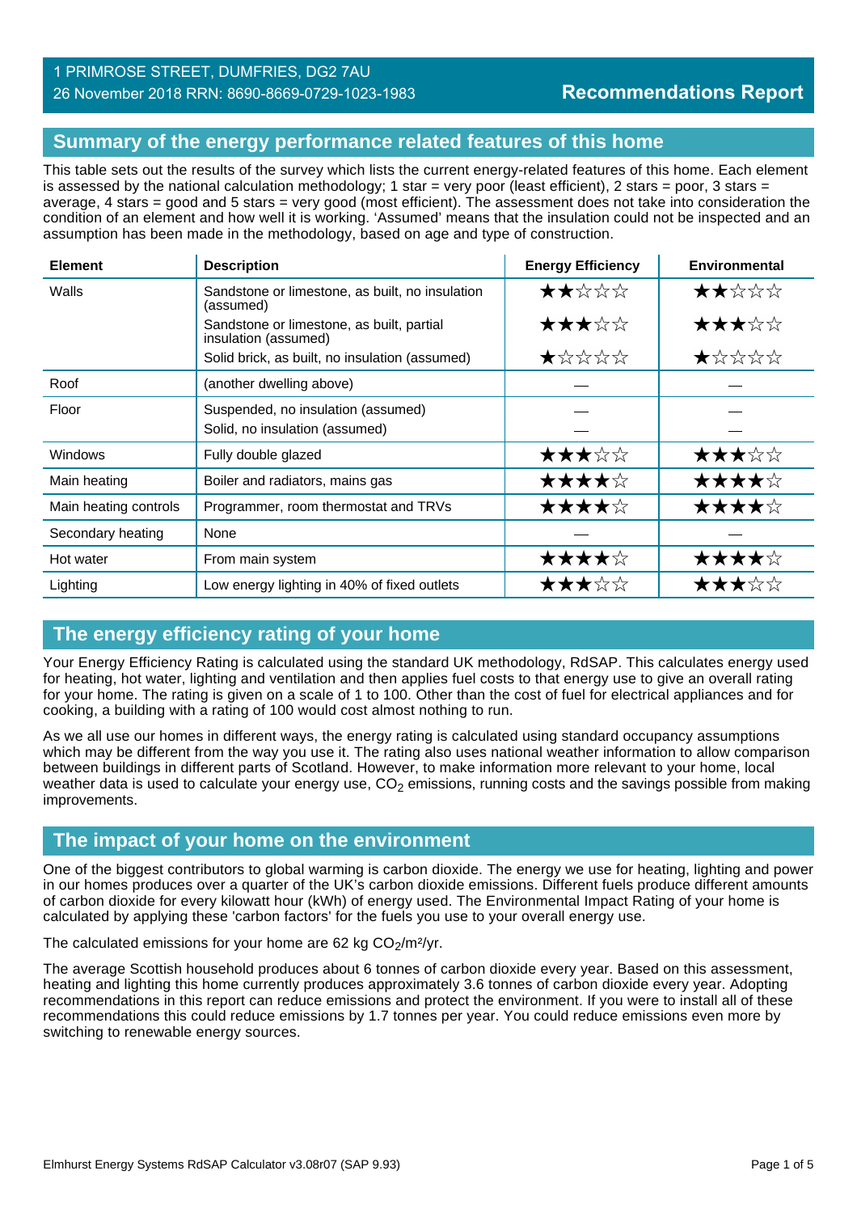1 PRIMROSE STREET, DUMFRIES, DG2 7AU
26 November 2018 RRN: 8690-8669-0729-1023-1983

**Recommendations Report**

## Summary of the energy performance related features of this home

This table sets out the results of the survey which lists the current energy-related features of this home. Each element is assessed by the national calculation methodology; 1 star = very poor (least efficient), 2 stars = poor, 3 stars = average, 4 stars = good and 5 stars = very good (most efficient). The assessment does not take into consideration the condition of an element and how well it is working. 'Assumed' means that the insulation could not be inspected and an assumption has been made in the methodology, based on age and type of construction.

| Element | Description | Energy Efficiency | Environmental |
|---|---|---|---|
| Walls | Sandstone or limestone, as built, no insulation (assumed) | ★★☆☆☆ | ★★☆☆☆ |
| | Sandstone or limestone, as built, partial insulation (assumed) | ★★★☆☆ | ★★★☆☆ |
| | Solid brick, as built, no insulation (assumed) | ★☆☆☆☆ | ★☆☆☆☆ |
| Roof | (another dwelling above) | — | — |
| Floor | Suspended, no insulation (assumed) | — | — |
| | Solid, no insulation (assumed) | — | — |
| Windows | Fully double glazed | ★★★☆☆ | ★★★☆☆ |
| Main heating | Boiler and radiators, mains gas | ★★★★☆ | ★★★★☆ |
| Main heating controls | Programmer, room thermostat and TRVs | ★★★★☆ | ★★★★☆ |
| Secondary heating | None | — | — |
| Hot water | From main system | ★★★★☆ | ★★★★☆ |
| Lighting | Low energy lighting in 40% of fixed outlets | ★★★☆☆ | ★★★☆☆ |

## The energy efficiency rating of your home

Your Energy Efficiency Rating is calculated using the standard UK methodology, RdSAP. This calculates energy used for heating, hot water, lighting and ventilation and then applies fuel costs to that energy use to give an overall rating for your home. The rating is given on a scale of 1 to 100. Other than the cost of fuel for electrical appliances and for cooking, a building with a rating of 100 would cost almost nothing to run.

As we all use our homes in different ways, the energy rating is calculated using standard occupancy assumptions which may be different from the way you use it. The rating also uses national weather information to allow comparison between buildings in different parts of Scotland. However, to make information more relevant to your home, local weather data is used to calculate your energy use, $CO_2$ emissions, running costs and the savings possible from making improvements.

## The impact of your home on the environment

One of the biggest contributors to global warming is carbon dioxide. The energy we use for heating, lighting and power in our homes produces over a quarter of the UK's carbon dioxide emissions. Different fuels produce different amounts of carbon dioxide for every kilowatt hour (kWh) of energy used. The Environmental Impact Rating of your home is calculated by applying these 'carbon factors' for the fuels you use to your overall energy use.

The calculated emissions for your home are 62 kg $CO_2$/m²/yr.

The average Scottish household produces about 6 tonnes of carbon dioxide every year. Based on this assessment, heating and lighting this home currently produces approximately 3.6 tonnes of carbon dioxide every year. Adopting recommendations in this report can reduce emissions and protect the environment. If you were to install all of these recommendations this could reduce emissions by 1.7 tonnes per year. You could reduce emissions even more by switching to renewable energy sources.

Elmhurst Energy Systems RdSAP Calculator v3.08r07 (SAP 9.93)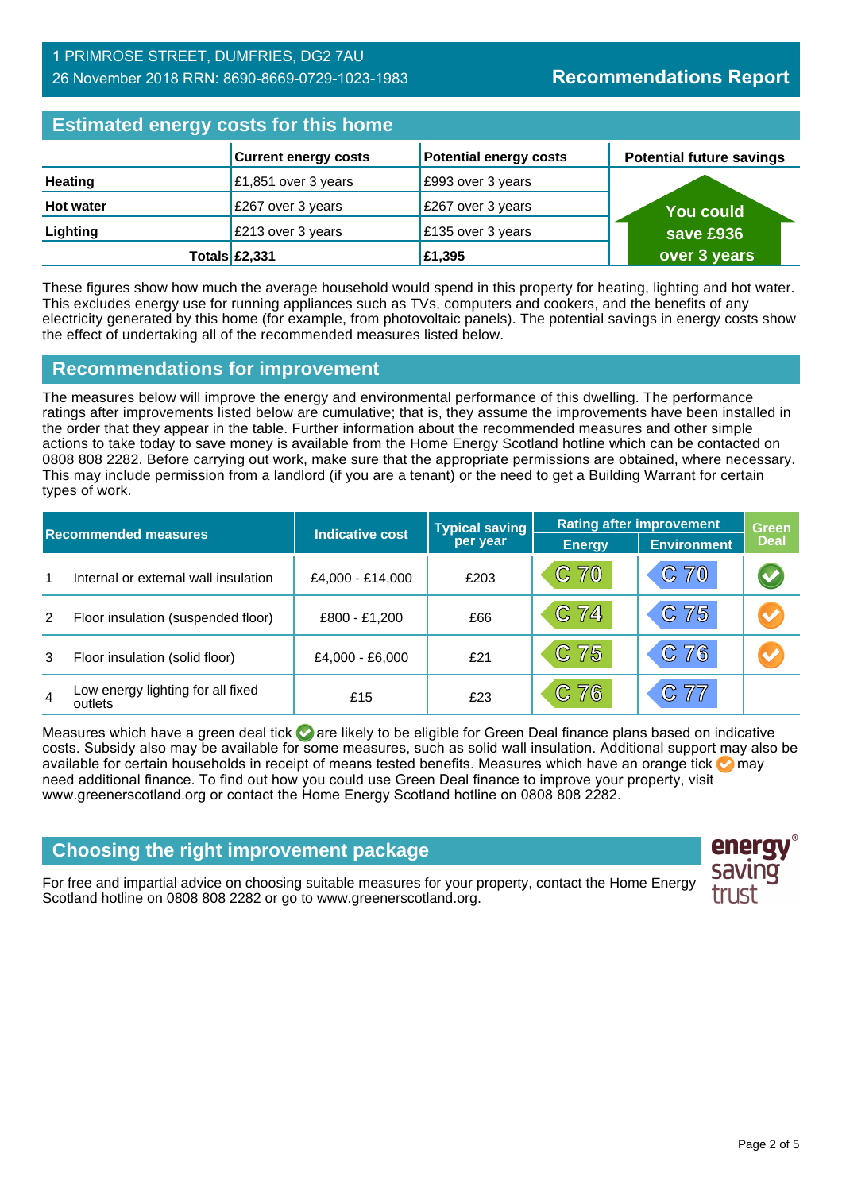1 PRIMROSE STREET, DUMFRIES, DG2 7AU
26 November 2018 RRN: 8690-8669-0729-1023-1983

# Recommendations Report

## Estimated energy costs for this home

| | Current energy costs | Potential energy costs | Potential future savings |
|---|---|---|---|
| **Heating** | £1,851 over 3 years | £993 over 3 years | You could save £936 over 3 years |
| **Hot water** | £267 over 3 years | £267 over 3 years | |
| **Lighting** | £213 over 3 years | £135 over 3 years | |
| **Totals** | **£2,331** | **£1,395** | |

These figures show how much the average household would spend in this property for heating, lighting and hot water. This excludes energy use for running appliances such as TVs, computers and cookers, and the benefits of any electricity generated by this home (for example, from photovoltaic panels). The potential savings in energy costs show the effect of undertaking all of the recommended measures listed below.

## Recommendations for improvement

The measures below will improve the energy and environmental performance of this dwelling. The performance ratings after improvements listed below are cumulative; that is, they assume the improvements have been installed in the order that they appear in the table. Further information about the recommended measures and other simple actions to take today to save money is available from the Home Energy Scotland hotline which can be contacted on 0808 808 2282. Before carrying out work, make sure that the appropriate permissions are obtained, where necessary. This may include permission from a landlord (if you are a tenant) or the need to get a Building Warrant for certain types of work.

| Recommended measures | | Indicative cost | Typical saving per year | Rating after improvement | | Green Deal |
|---|---|---|---|---|---|---|
| | | | | Energy | Environment | |
| 1 | Internal or external wall insulation | £4,000 - £14,000 | £203 | C 70 | C 70 | green tick |
| 2 | Floor insulation (suspended floor) | £800 - £1,200 | £66 | C 74 | C 75 | orange tick |
| 3 | Floor insulation (solid floor) | £4,000 - £6,000 | £21 | C 75 | C 76 | orange tick |
| 4 | Low energy lighting for all fixed outlets | £15 | £23 | C 76 | C 77 | |

Measures which have a green deal tick are likely to be eligible for Green Deal finance plans based on indicative costs. Subsidy also may be available for some measures, such as solid wall insulation. Additional support may also be available for certain households in receipt of means tested benefits. Measures which have an orange tick may need additional finance. To find out how you could use Green Deal finance to improve your property, visit www.greenerscotland.org or contact the Home Energy Scotland hotline on 0808 808 2282.

## Choosing the right improvement package

For free and impartial advice on choosing suitable measures for your property, contact the Home Energy Scotland hotline on 0808 808 2282 or go to www.greenerscotland.org.

energy saving trust®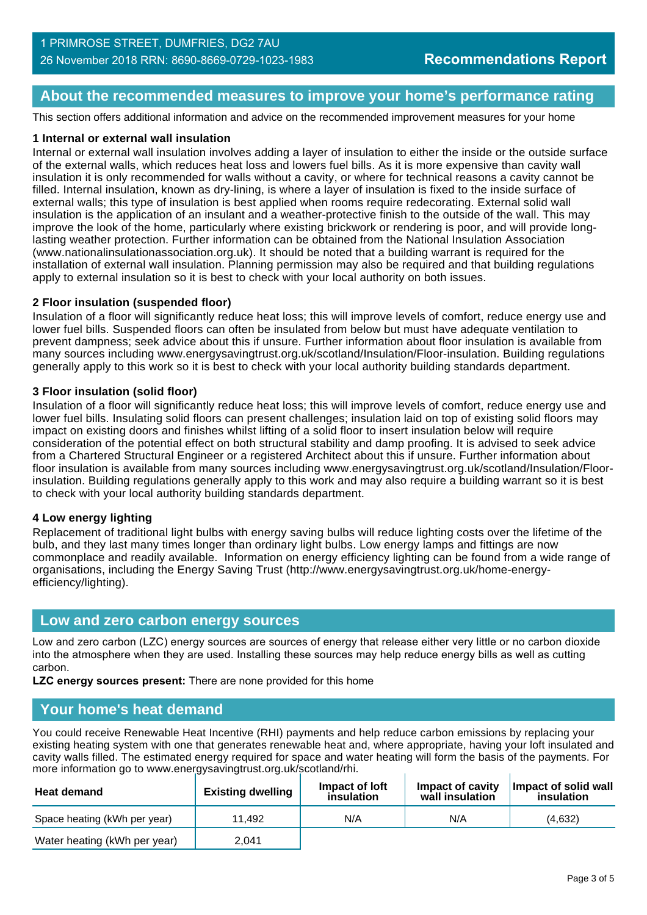1 PRIMROSE STREET, DUMFRIES, DG2 7AU
26 November 2018 RRN: 8690-8669-0729-1023-1983

**Recommendations Report**

## About the recommended measures to improve your home's performance rating

This section offers additional information and advice on the recommended improvement measures for your home

**1 Internal or external wall insulation**

Internal or external wall insulation involves adding a layer of insulation to either the inside or the outside surface of the external walls, which reduces heat loss and lowers fuel bills. As it is more expensive than cavity wall insulation it is only recommended for walls without a cavity, or where for technical reasons a cavity cannot be filled. Internal insulation, known as dry-lining, is where a layer of insulation is fixed to the inside surface of external walls; this type of insulation is best applied when rooms require redecorating. External solid wall insulation is the application of an insulant and a weather-protective finish to the outside of the wall. This may improve the look of the home, particularly where existing brickwork or rendering is poor, and will provide long-lasting weather protection. Further information can be obtained from the National Insulation Association (www.nationalinsulationassociation.org.uk). It should be noted that a building warrant is required for the installation of external wall insulation. Planning permission may also be required and that building regulations apply to external insulation so it is best to check with your local authority on both issues.

**2 Floor insulation (suspended floor)**

Insulation of a floor will significantly reduce heat loss; this will improve levels of comfort, reduce energy use and lower fuel bills. Suspended floors can often be insulated from below but must have adequate ventilation to prevent dampness; seek advice about this if unsure. Further information about floor insulation is available from many sources including www.energysavingtrust.org.uk/scotland/Insulation/Floor-insulation. Building regulations generally apply to this work so it is best to check with your local authority building standards department.

**3 Floor insulation (solid floor)**

Insulation of a floor will significantly reduce heat loss; this will improve levels of comfort, reduce energy use and lower fuel bills. Insulating solid floors can present challenges; insulation laid on top of existing solid floors may impact on existing doors and finishes whilst lifting of a solid floor to insert insulation below will require consideration of the potential effect on both structural stability and damp proofing. It is advised to seek advice from a Chartered Structural Engineer or a registered Architect about this if unsure. Further information about floor insulation is available from many sources including www.energysavingtrust.org.uk/scotland/Insulation/Floor-insulation. Building regulations generally apply to this work and may also require a building warrant so it is best to check with your local authority building standards department.

**4 Low energy lighting**

Replacement of traditional light bulbs with energy saving bulbs will reduce lighting costs over the lifetime of the bulb, and they last many times longer than ordinary light bulbs. Low energy lamps and fittings are now commonplace and readily available. Information on energy efficiency lighting can be found from a wide range of organisations, including the Energy Saving Trust (http://www.energysavingtrust.org.uk/home-energy-efficiency/lighting).

## Low and zero carbon energy sources

Low and zero carbon (LZC) energy sources are sources of energy that release either very little or no carbon dioxide into the atmosphere when they are used. Installing these sources may help reduce energy bills as well as cutting carbon.

**LZC energy sources present:** There are none provided for this home

## Your home's heat demand

You could receive Renewable Heat Incentive (RHI) payments and help reduce carbon emissions by replacing your existing heating system with one that generates renewable heat and, where appropriate, having your loft insulated and cavity walls filled. The estimated energy required for space and water heating will form the basis of the payments. For more information go to www.energysavingtrust.org.uk/scotland/rhi.

| Heat demand | Existing dwelling | Impact of loft insulation | Impact of cavity wall insulation | Impact of solid wall insulation |
|---|---|---|---|---|
| Space heating (kWh per year) | 11,492 | N/A | N/A | (4,632) |
| Water heating (kWh per year) | 2,041 | | | |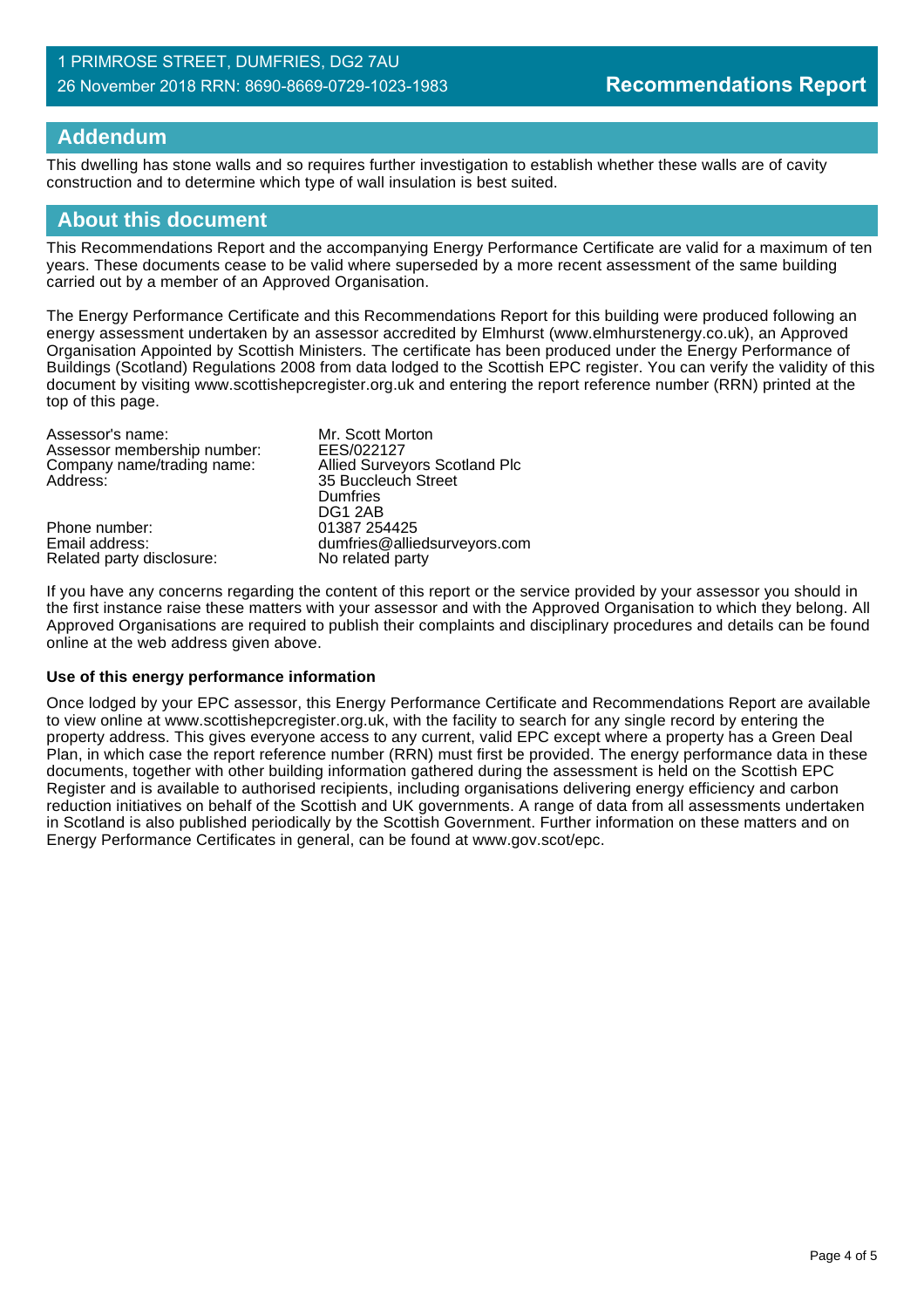## Addendum

This dwelling has stone walls and so requires further investigation to establish whether these walls are of cavity construction and to determine which type of wall insulation is best suited.

## About this document

This Recommendations Report and the accompanying Energy Performance Certificate are valid for a maximum of ten years. These documents cease to be valid where superseded by a more recent assessment of the same building carried out by a member of an Approved Organisation.

The Energy Performance Certificate and this Recommendations Report for this building were produced following an energy assessment undertaken by an assessor accredited by Elmhurst (www.elmhurstenergy.co.uk), an Approved Organisation Appointed by Scottish Ministers. The certificate has been produced under the Energy Performance of Buildings (Scotland) Regulations 2008 from data lodged to the Scottish EPC register. You can verify the validity of this document by visiting www.scottishepcregister.org.uk and entering the report reference number (RRN) printed at the top of this page.

| | |
|---|---|
| Assessor's name: | Mr. Scott Morton |
| Assessor membership number: | EES/022127 |
| Company name/trading name: | Allied Surveyors Scotland Plc |
| Address: | 35 Buccleuch Street<br>Dumfries<br>DG1 2AB |
| Phone number: | 01387 254425 |
| Email address: | dumfries@alliedsurveyors.com |
| Related party disclosure: | No related party |

If you have any concerns regarding the content of this report or the service provided by your assessor you should in the first instance raise these matters with your assessor and with the Approved Organisation to which they belong. All Approved Organisations are required to publish their complaints and disciplinary procedures and details can be found online at the web address given above.

**Use of this energy performance information**

Once lodged by your EPC assessor, this Energy Performance Certificate and Recommendations Report are available to view online at www.scottishepcregister.org.uk, with the facility to search for any single record by entering the property address. This gives everyone access to any current, valid EPC except where a property has a Green Deal Plan, in which case the report reference number (RRN) must first be provided. The energy performance data in these documents, together with other building information gathered during the assessment is held on the Scottish EPC Register and is available to authorised recipients, including organisations delivering energy efficiency and carbon reduction initiatives on behalf of the Scottish and UK governments. A range of data from all assessments undertaken in Scotland is also published periodically by the Scottish Government. Further information on these matters and on Energy Performance Certificates in general, can be found at www.gov.scot/epc.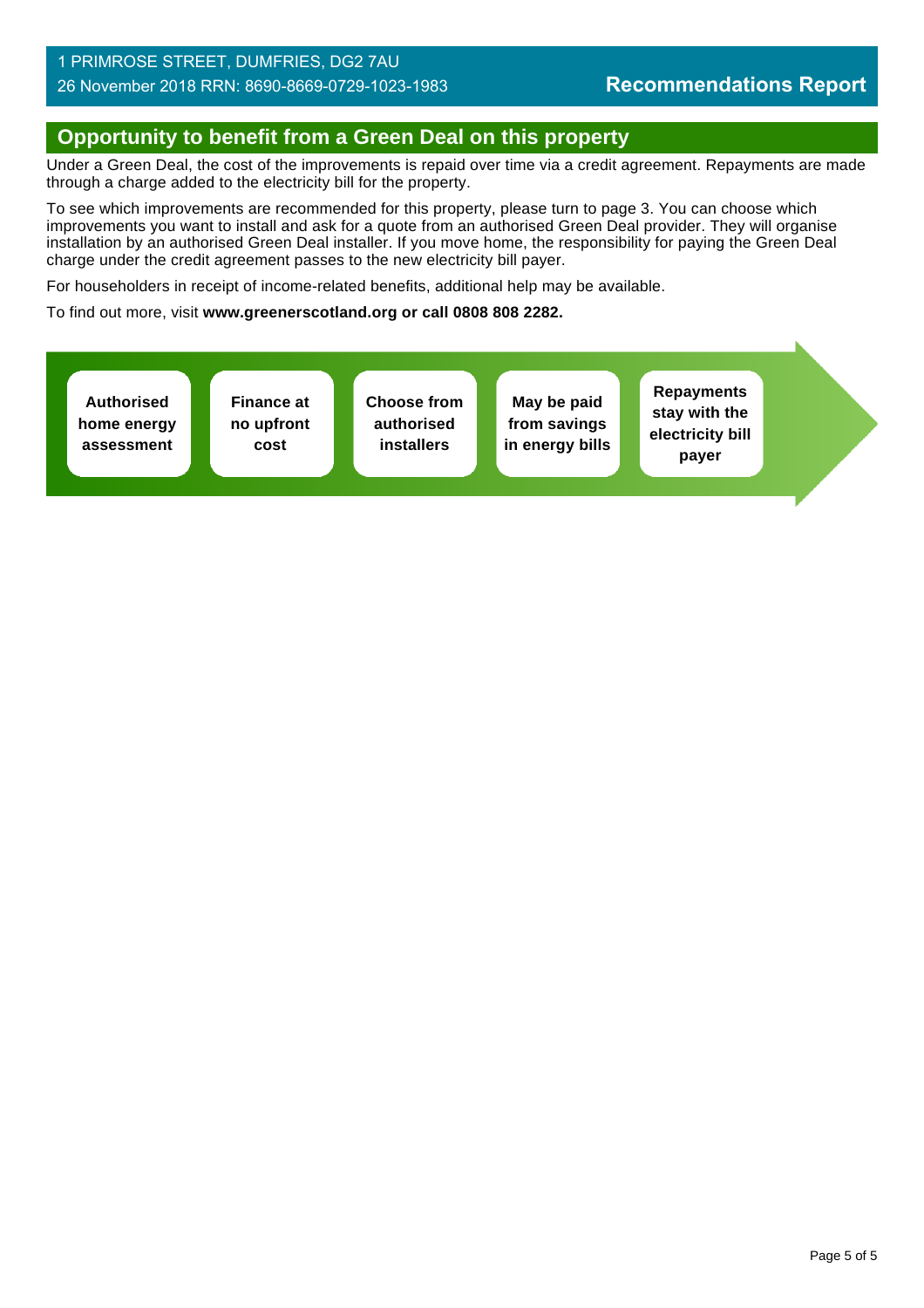## Opportunity to benefit from a Green Deal on this property

Under a Green Deal, the cost of the improvements is repaid over time via a credit agreement. Repayments are made through a charge added to the electricity bill for the property.

To see which improvements are recommended for this property, please turn to page 3. You can choose which improvements you want to install and ask for a quote from an authorised Green Deal provider. They will organise installation by an authorised Green Deal installer. If you move home, the responsibility for paying the Green Deal charge under the credit agreement passes to the new electricity bill payer.

For householders in receipt of income-related benefits, additional help may be available.

To find out more, visit **www.greenerscotland.org or call 0808 808 2282.**

**Authorised home energy assessment**

**Finance at no upfront cost**

**Choose from authorised installers**

**May be paid from savings in energy bills**

**Repayments stay with the electricity bill payer**